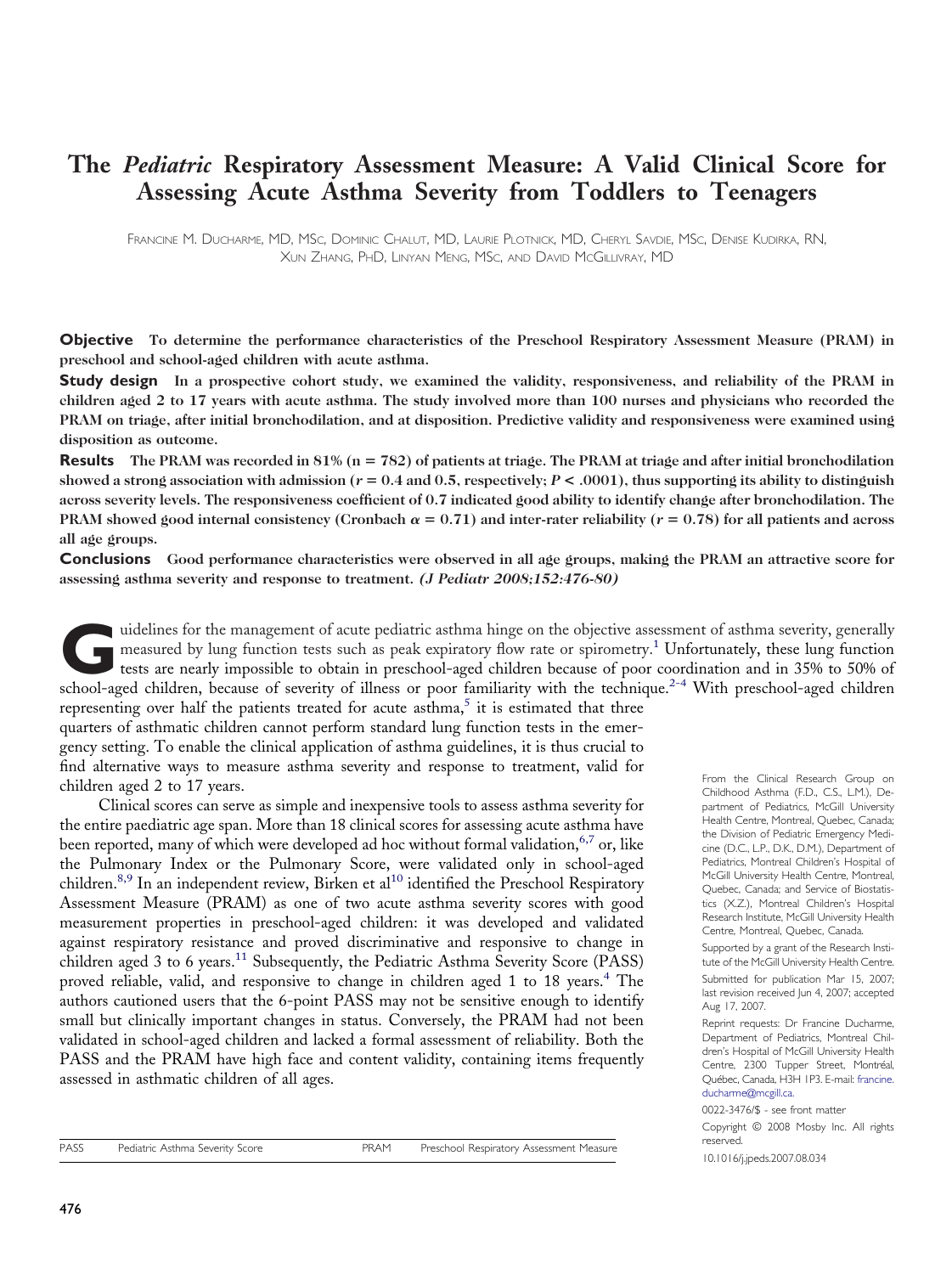# The *Pediatric* Respiratory Assessment Measure: A Valid Clinical Score for Assessing Acute Asthma Severity from Toddlers to Teenagers

FRANCINE M. DUCHARME, MD, MSC, DOMINIC CHALUT, MD, LAURIE PLOTNICK, MD, CHERYL SAVDIE, MSC, DENISE KUDIRKA, RN, XUN ZHANG, PHD, LINYAN MENG, MSC, AND DAVID MCGILLIVRAY, MD

**Objective** To determine the performance characteristics of the Preschool Respiratory Assessment Measure (PRAM) in preschool and school-aged children with acute asthma.

**Study design** In a prospective cohort study, we examined the validity, responsiveness, and reliability of the PRAM in children aged 2 to 17 years with acute asthma. The study involved more than 100 nurses and physicians who recorded the PRAM on triage, after initial bronchodilation, and at disposition. Predictive validity and responsiveness were examined using disposition as outcome.

**Results** The PRAM was recorded in 81% (n = 782) of patients at triage. The PRAM at triage and after initial bronchodilation showed a strong association with admission ($r = 0.4$ and $0.5$, respectively; $P < .0001$), thus supporting its ability to distinguish across severity levels. The responsiveness coefficient of 0.7 indicated good ability to identify change after bronchodilation. The PRAM showed good internal consistency (Cronbach $\alpha = 0.71$) and inter-rater reliability ($r = 0.78$) for all patients and across all age groups.

**Conclusions** Good performance characteristics were observed in all age groups, making the PRAM an attractive score for assessing asthma severity and response to treatment. *(J Pediatr 2008;152:476-80)*

Guidelines for the management of acute pediatric asthma hinge on the objective assessment of asthma severity, generally measured by lung function tests such as peak expiratory flow rate or spirometry.[1] Unfortunately, these lung function tests are nearly impossible to obtain in preschool-aged children because of poor coordination and in 35% to 50% of school-aged children, because of severity of illness or poor familiarity with the technique.[2-4] With preschool-aged children representing over half the patients treated for acute asthma,[5] it is estimated that three quarters of asthmatic children cannot perform standard lung function tests in the emergency setting. To enable the clinical application of asthma guidelines, it is thus crucial to find alternative ways to measure asthma severity and response to treatment, valid for children aged 2 to 17 years.

Clinical scores can serve as simple and inexpensive tools to assess asthma severity for the entire paediatric age span. More than 18 clinical scores for assessing acute asthma have been reported, many of which were developed ad hoc without formal validation,[6,7] or, like the Pulmonary Index or the Pulmonary Score, were validated only in school-aged children.[8,9] In an independent review, Birken et al[10] identified the Preschool Respiratory Assessment Measure (PRAM) as one of two acute asthma severity scores with good measurement properties in preschool-aged children: it was developed and validated against respiratory resistance and proved discriminative and responsive to change in children aged 3 to 6 years.[11] Subsequently, the Pediatric Asthma Severity Score (PASS) proved reliable, valid, and responsive to change in children aged 1 to 18 years.[4] The authors cautioned users that the 6-point PASS may not be sensitive enough to identify small but clinically important changes in status. Conversely, the PRAM had not been validated in school-aged children and lacked a formal assessment of reliability. Both the PASS and the PRAM have high face and content validity, containing items frequently assessed in asthmatic children of all ages.

| | | | |
|---|---|---|---|
| PASS | Pediatric Asthma Severity Score | PRAM | Preschool Respiratory Assessment Measure |

From the Clinical Research Group on Childhood Asthma (F.D., C.S., L.M.), Department of Pediatrics, McGill University Health Centre, Montreal, Quebec, Canada; the Division of Pediatric Emergency Medicine (D.C., L.P., D.K., D.M.), Department of Pediatrics, Montreal Children's Hospital of McGill University Health Centre, Montreal, Quebec, Canada; and Service of Biostatistics (X.Z.), Montreal Children's Hospital Research Institute, McGill University Health Centre, Montreal, Quebec, Canada.

Supported by a grant of the Research Institute of the McGill University Health Centre.

Submitted for publication Mar 15, 2007; last revision received Jun 4, 2007; accepted Aug 17, 2007.

Reprint requests: Dr Francine Ducharme, Department of Pediatrics, Montreal Children's Hospital of McGill University Health Centre, 2300 Tupper Street, Montréal, Québec, Canada, H3H 1P3. E-mail: francine.ducharme@mcgill.ca.

0022-3476/$ - see front matter

Copyright © 2008 Mosby Inc. All rights reserved.

10.1016/j.jpeds.2007.08.034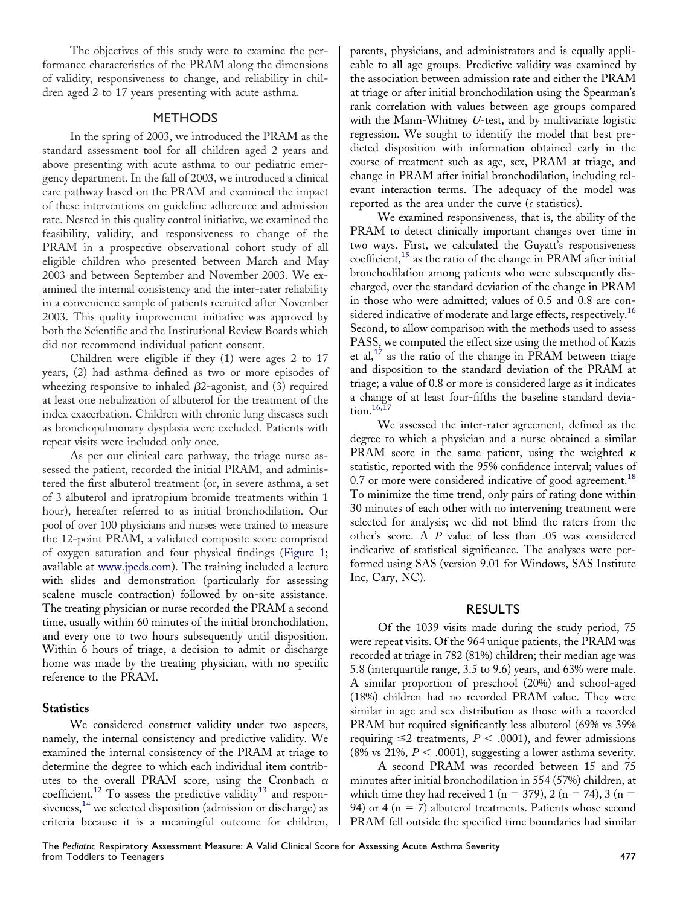The objectives of this study were to examine the performance characteristics of the PRAM along the dimensions of validity, responsiveness to change, and reliability in children aged 2 to 17 years presenting with acute asthma.

## METHODS

In the spring of 2003, we introduced the PRAM as the standard assessment tool for all children aged 2 years and above presenting with acute asthma to our pediatric emergency department. In the fall of 2003, we introduced a clinical care pathway based on the PRAM and examined the impact of these interventions on guideline adherence and admission rate. Nested in this quality control initiative, we examined the feasibility, validity, and responsiveness to change of the PRAM in a prospective observational cohort study of all eligible children who presented between March and May 2003 and between September and November 2003. We examined the internal consistency and the inter-rater reliability in a convenience sample of patients recruited after November 2003. This quality improvement initiative was approved by both the Scientific and the Institutional Review Boards which did not recommend individual patient consent.

Children were eligible if they (1) were ages 2 to 17 years, (2) had asthma defined as two or more episodes of wheezing responsive to inhaled $\beta 2$-agonist, and (3) required at least one nebulization of albuterol for the treatment of the index exacerbation. Children with chronic lung diseases such as bronchopulmonary dysplasia were excluded. Patients with repeat visits were included only once.

As per our clinical care pathway, the triage nurse assessed the patient, recorded the initial PRAM, and administered the first albuterol treatment (or, in severe asthma, a set of 3 albuterol and ipratropium bromide treatments within 1 hour), hereafter referred to as initial bronchodilation. Our pool of over 100 physicians and nurses were trained to measure the 12-point PRAM, a validated composite score comprised of oxygen saturation and four physical findings (Figure 1; available at www.jpeds.com). The training included a lecture with slides and demonstration (particularly for assessing scalene muscle contraction) followed by on-site assistance. The treating physician or nurse recorded the PRAM a second time, usually within 60 minutes of the initial bronchodilation, and every one to two hours subsequently until disposition. Within 6 hours of triage, a decision to admit or discharge home was made by the treating physician, with no specific reference to the PRAM.

### Statistics

We considered construct validity under two aspects, namely, the internal consistency and predictive validity. We examined the internal consistency of the PRAM at triage to determine the degree to which each individual item contributes to the overall PRAM score, using the Cronbach $\alpha$ coefficient.[12] To assess the predictive validity[13] and responsiveness,[14] we selected disposition (admission or discharge) as criteria because it is a meaningful outcome for children, parents, physicians, and administrators and is equally applicable to all age groups. Predictive validity was examined by the association between admission rate and either the PRAM at triage or after initial bronchodilation using the Spearman's rank correlation with values between age groups compared with the Mann-Whitney *U*-test, and by multivariate logistic regression. We sought to identify the model that best predicted disposition with information obtained early in the course of treatment such as age, sex, PRAM at triage, and change in PRAM after initial bronchodilation, including relevant interaction terms. The adequacy of the model was reported as the area under the curve (*c* statistics).

We examined responsiveness, that is, the ability of the PRAM to detect clinically important changes over time in two ways. First, we calculated the Guyatt's responsiveness coefficient,[15] as the ratio of the change in PRAM after initial bronchodilation among patients who were subsequently discharged, over the standard deviation of the change in PRAM in those who were admitted; values of 0.5 and 0.8 are considered indicative of moderate and large effects, respectively.[16] Second, to allow comparison with the methods used to assess PASS, we computed the effect size using the method of Kazis et al,[17] as the ratio of the change in PRAM between triage and disposition to the standard deviation of the PRAM at triage; a value of 0.8 or more is considered large as it indicates a change of at least four-fifths the baseline standard deviation.[16,17]

We assessed the inter-rater agreement, defined as the degree to which a physician and a nurse obtained a similar PRAM score in the same patient, using the weighted $\kappa$ statistic, reported with the 95% confidence interval; values of 0.7 or more were considered indicative of good agreement.[18] To minimize the time trend, only pairs of rating done within 30 minutes of each other with no intervening treatment were selected for analysis; we did not blind the raters from the other's score. A *P* value of less than .05 was considered indicative of statistical significance. The analyses were performed using SAS (version 9.01 for Windows, SAS Institute Inc, Cary, NC).

## RESULTS

Of the 1039 visits made during the study period, 75 were repeat visits. Of the 964 unique patients, the PRAM was recorded at triage in 782 (81%) children; their median age was 5.8 (interquartile range, 3.5 to 9.6) years, and 63% were male. A similar proportion of preschool (20%) and school-aged (18%) children had no recorded PRAM value. They were similar in age and sex distribution as those with a recorded PRAM but required significantly less albuterol (69% vs 39% requiring $\leq$2 treatments, $P < .0001$), and fewer admissions (8% vs 21%, $P < .0001$), suggesting a lower asthma severity.

A second PRAM was recorded between 15 and 75 minutes after initial bronchodilation in 554 (57%) children, at which time they had received 1 (n = 379), 2 (n = 74), 3 (n = 94) or 4 (n = 7) albuterol treatments. Patients whose second PRAM fell outside the specified time boundaries had similar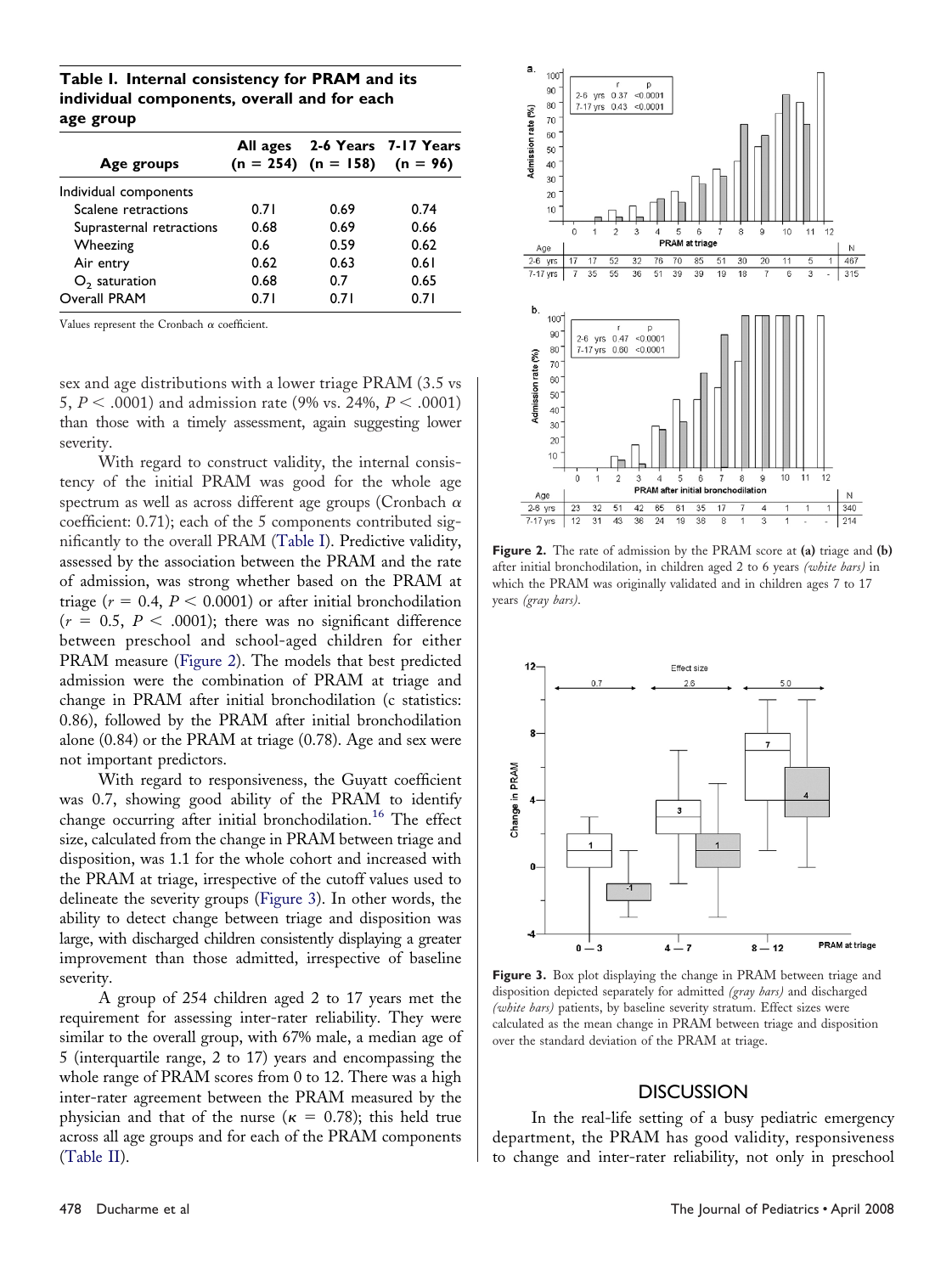**Table I. Internal consistency for PRAM and its individual components, overall and for each age group**

| Age groups | All ages (n = 254) | 2-6 Years (n = 158) | 7-17 Years (n = 96) |
|---|---|---|---|
| Individual components | | | |
| Scalene retractions | 0.71 | 0.69 | 0.74 |
| Suprasternal retractions | 0.68 | 0.69 | 0.66 |
| Wheezing | 0.6 | 0.59 | 0.62 |
| Air entry | 0.62 | 0.63 | 0.61 |
| $O_2$ saturation | 0.68 | 0.7 | 0.65 |
| Overall PRAM | 0.71 | 0.71 | 0.71 |

Values represent the Cronbach $\alpha$ coefficient.

sex and age distributions with a lower triage PRAM (3.5 vs 5, $P < .0001$) and admission rate (9% vs. 24%, $P < .0001$) than those with a timely assessment, again suggesting lower severity.

With regard to construct validity, the internal consistency of the initial PRAM was good for the whole age spectrum as well as across different age groups (Cronbach $\alpha$ coefficient: 0.71); each of the 5 components contributed significantly to the overall PRAM (Table I). Predictive validity, assessed by the association between the PRAM and the rate of admission, was strong whether based on the PRAM at triage ($r = 0.4$, $P < 0.0001$) or after initial bronchodilation ($r = 0.5$, $P < .0001$); there was no significant difference between preschool and school-aged children for either PRAM measure (Figure 2). The models that best predicted admission were the combination of PRAM at triage and change in PRAM after initial bronchodilation (c statistics: 0.86), followed by the PRAM after initial bronchodilation alone (0.84) or the PRAM at triage (0.78). Age and sex were not important predictors.

With regard to responsiveness, the Guyatt coefficient was 0.7, showing good ability of the PRAM to identify change occurring after initial bronchodilation.[16] The effect size, calculated from the change in PRAM between triage and disposition, was 1.1 for the whole cohort and increased with the PRAM at triage, irrespective of the cutoff values used to delineate the severity groups (Figure 3). In other words, the ability to detect change between triage and disposition was large, with discharged children consistently displaying a greater improvement than those admitted, irrespective of baseline severity.

A group of 254 children aged 2 to 17 years met the requirement for assessing inter-rater reliability. They were similar to the overall group, with 67% male, a median age of 5 (interquartile range, 2 to 17) years and encompassing the whole range of PRAM scores from 0 to 12. There was a high inter-rater agreement between the PRAM measured by the physician and that of the nurse ($\kappa = 0.78$); this held true across all age groups and for each of the PRAM components (Table II).

**Figure 2.** The rate of admission by the PRAM score at **(a)** triage and **(b)** after initial bronchodilation, in children aged 2 to 6 years *(white bars)* in which the PRAM was originally validated and in children ages 7 to 17 years *(gray bars)*.

**Figure 3.** Box plot displaying the change in PRAM between triage and disposition depicted separately for admitted *(gray bars)* and discharged *(white bars)* patients, by baseline severity stratum. Effect sizes were calculated as the mean change in PRAM between triage and disposition over the standard deviation of the PRAM at triage.

## DISCUSSION

In the real-life setting of a busy pediatric emergency department, the PRAM has good validity, responsiveness to change and inter-rater reliability, not only in preschool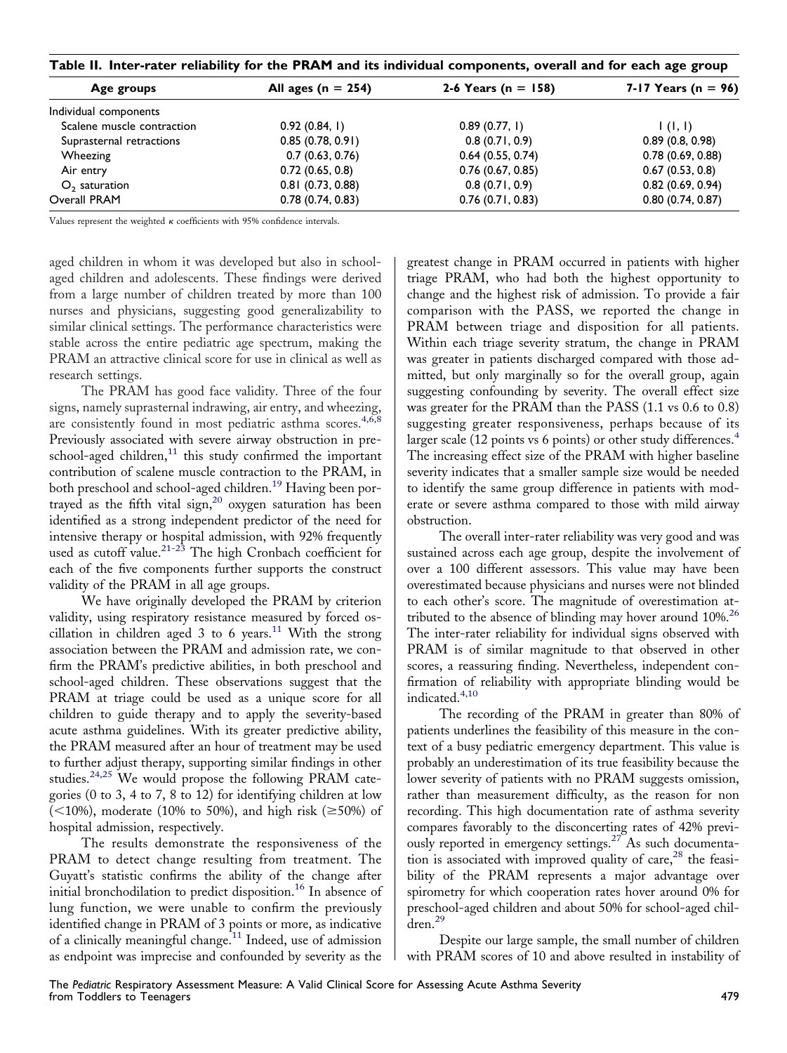**Table II. Inter-rater reliability for the PRAM and its individual components, overall and for each age group**

| Age groups | All ages (n = 254) | 2-6 Years (n = 158) | 7-17 Years (n = 96) |
|---|---|---|---|
| Individual components | | | |
| Scalene muscle contraction | 0.92 (0.84, 1) | 0.89 (0.77, 1) | 1 (1, 1) |
| Suprasternal retractions | 0.85 (0.78, 0.91) | 0.8 (0.71, 0.9) | 0.89 (0.8, 0.98) |
| Wheezing | 0.7 (0.63, 0.76) | 0.64 (0.55, 0.74) | 0.78 (0.69, 0.88) |
| Air entry | 0.72 (0.65, 0.8) | 0.76 (0.67, 0.85) | 0.67 (0.53, 0.8) |
| $O_2$ saturation | 0.81 (0.73, 0.88) | 0.8 (0.71, 0.9) | 0.82 (0.69, 0.94) |
| Overall PRAM | 0.78 (0.74, 0.83) | 0.76 (0.71, 0.83) | 0.80 (0.74, 0.87) |

Values represent the weighted $\kappa$ coefficients with 95% confidence intervals.

aged children in whom it was developed but also in school-aged children and adolescents. These findings were derived from a large number of children treated by more than 100 nurses and physicians, suggesting good generalizability to similar clinical settings. The performance characteristics were stable across the entire pediatric age spectrum, making the PRAM an attractive clinical score for use in clinical as well as research settings.

The PRAM has good face validity. Three of the four signs, namely suprasternal indrawing, air entry, and wheezing, are consistently found in most pediatric asthma scores.[4,6,8] Previously associated with severe airway obstruction in preschool-aged children,[11] this study confirmed the important contribution of scalene muscle contraction to the PRAM, in both preschool and school-aged children.[19] Having been portrayed as the fifth vital sign,[20] oxygen saturation has been identified as a strong independent predictor of the need for intensive therapy or hospital admission, with 92% frequently used as cutoff value.[21-23] The high Cronbach coefficient for each of the five components further supports the construct validity of the PRAM in all age groups.

We have originally developed the PRAM by criterion validity, using respiratory resistance measured by forced oscillation in children aged 3 to 6 years.[11] With the strong association between the PRAM and admission rate, we confirm the PRAM's predictive abilities, in both preschool and school-aged children. These observations suggest that the PRAM at triage could be used as a unique score for all children to guide therapy and to apply the severity-based acute asthma guidelines. With its greater predictive ability, the PRAM measured after an hour of treatment may be used to further adjust therapy, supporting similar findings in other studies.[24,25] We would propose the following PRAM categories (0 to 3, 4 to 7, 8 to 12) for identifying children at low (<10%), moderate (10% to 50%), and high risk (≥50%) of hospital admission, respectively.

The results demonstrate the responsiveness of the PRAM to detect change resulting from treatment. The Guyatt's statistic confirms the ability of the change after initial bronchodilation to predict disposition.[16] In absence of lung function, we were unable to confirm the previously identified change in PRAM of 3 points or more, as indicative of a clinically meaningful change.[11] Indeed, use of admission as endpoint was imprecise and confounded by severity as the greatest change in PRAM occurred in patients with higher triage PRAM, who had both the highest opportunity to change and the highest risk of admission. To provide a fair comparison with the PASS, we reported the change in PRAM between triage and disposition for all patients. Within each triage severity stratum, the change in PRAM was greater in patients discharged compared with those admitted, but only marginally so for the overall group, again suggesting confounding by severity. The overall effect size was greater for the PRAM than the PASS (1.1 vs 0.6 to 0.8) suggesting greater responsiveness, perhaps because of its larger scale (12 points vs 6 points) or other study differences.[4] The increasing effect size of the PRAM with higher baseline severity indicates that a smaller sample size would be needed to identify the same group difference in patients with moderate or severe asthma compared to those with mild airway obstruction.

The overall inter-rater reliability was very good and was sustained across each age group, despite the involvement of over a 100 different assessors. This value may have been overestimated because physicians and nurses were not blinded to each other's score. The magnitude of overestimation attributed to the absence of blinding may hover around 10%.[26] The inter-rater reliability for individual signs observed with PRAM is of similar magnitude to that observed in other scores, a reassuring finding. Nevertheless, independent confirmation of reliability with appropriate blinding would be indicated.[4,10]

The recording of the PRAM in greater than 80% of patients underlines the feasibility of this measure in the context of a busy pediatric emergency department. This value is probably an underestimation of its true feasibility because the lower severity of patients with no PRAM suggests omission, rather than measurement difficulty, as the reason for non recording. This high documentation rate of asthma severity compares favorably to the disconcerting rates of 42% previously reported in emergency settings.[27] As such documentation is associated with improved quality of care,[28] the feasibility of the PRAM represents a major advantage over spirometry for which cooperation rates hover around 0% for preschool-aged children and about 50% for school-aged children.[29]

Despite our large sample, the small number of children with PRAM scores of 10 and above resulted in instability of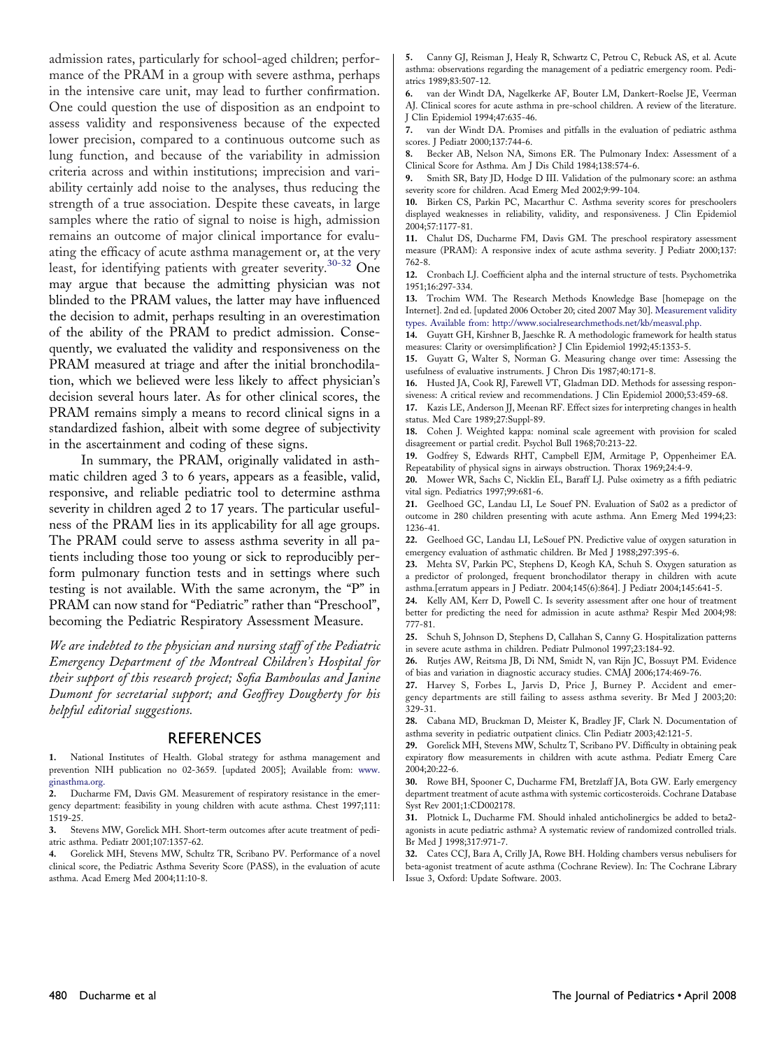admission rates, particularly for school-aged children; performance of the PRAM in a group with severe asthma, perhaps in the intensive care unit, may lead to further confirmation. One could question the use of disposition as an endpoint to assess validity and responsiveness because of the expected lower precision, compared to a continuous outcome such as lung function, and because of the variability in admission criteria across and within institutions; imprecision and variability certainly add noise to the analyses, thus reducing the strength of a true association. Despite these caveats, in large samples where the ratio of signal to noise is high, admission remains an outcome of major clinical importance for evaluating the efficacy of acute asthma management or, at the very least, for identifying patients with greater severity.[30-32] One may argue that because the admitting physician was not blinded to the PRAM values, the latter may have influenced the decision to admit, perhaps resulting in an overestimation of the ability of the PRAM to predict admission. Consequently, we evaluated the validity and responsiveness on the PRAM measured at triage and after the initial bronchodilation, which we believed were less likely to affect physician's decision several hours later. As for other clinical scores, the PRAM remains simply a means to record clinical signs in a standardized fashion, albeit with some degree of subjectivity in the ascertainment and coding of these signs.

In summary, the PRAM, originally validated in asthmatic children aged 3 to 6 years, appears as a feasible, valid, responsive, and reliable pediatric tool to determine asthma severity in children aged 2 to 17 years. The particular usefulness of the PRAM lies in its applicability for all age groups. The PRAM could serve to assess asthma severity in all patients including those too young or sick to reproducibly perform pulmonary function tests and in settings where such testing is not available. With the same acronym, the "P" in PRAM can now stand for "Pediatric" rather than "Preschool", becoming the Pediatric Respiratory Assessment Measure.

*We are indebted to the physician and nursing staff of the Pediatric Emergency Department of the Montreal Children's Hospital for their support of this research project; Sofia Bamboulas and Janine Dumont for secretarial support; and Geoffrey Dougherty for his helpful editorial suggestions.*

## REFERENCES

1. National Institutes of Health. Global strategy for asthma management and prevention NIH publication no 02-3659. [updated 2005]; Available from: www.ginasthma.org.
2. Ducharme FM, Davis GM. Measurement of respiratory resistance in the emergency department: feasibility in young children with acute asthma. Chest 1997;111:1519-25.
3. Stevens MW, Gorelick MH. Short-term outcomes after acute treatment of pediatric asthma. Pediatr 2001;107:1357-62.
4. Gorelick MH, Stevens MW, Schultz TR, Scribano PV. Performance of a novel clinical score, the Pediatric Asthma Severity Score (PASS), in the evaluation of acute asthma. Acad Emerg Med 2004;11:10-8.
5. Canny GJ, Reisman J, Healy R, Schwartz C, Petrou C, Rebuck AS, et al. Acute asthma: observations regarding the management of a pediatric emergency room. Pediatrics 1989;83:507-12.
6. van der Windt DA, Nagelkerke AF, Bouter LM, Dankert-Roelse JE, Veerman AJ. Clinical scores for acute asthma in pre-school children. A review of the literature. J Clin Epidemiol 1994;47:635-46.
7. van der Windt DA. Promises and pitfalls in the evaluation of pediatric asthma scores. J Pediatr 2000;137:744-6.
8. Becker AB, Nelson NA, Simons ER. The Pulmonary Index: Assessment of a Clinical Score for Asthma. Am J Dis Child 1984;138:574-6.
9. Smith SR, Baty JD, Hodge D III. Validation of the pulmonary score: an asthma severity score for children. Acad Emerg Med 2002;9:99-104.
10. Birken CS, Parkin PC, Macarthur C. Asthma severity scores for preschoolers displayed weaknesses in reliability, validity, and responsiveness. J Clin Epidemiol 2004;57:1177-81.
11. Chalut DS, Ducharme FM, Davis GM. The preschool respiratory assessment measure (PRAM): A responsive index of acute asthma severity. J Pediatr 2000;137:762-8.
12. Cronbach LJ. Coefficient alpha and the internal structure of tests. Psychometrika 1951;16:297-334.
13. Trochim WM. The Research Methods Knowledge Base [homepage on the Internet]. 2nd ed. [updated 2006 October 20; cited 2007 May 30]. Measurement validity types. Available from: http://www.socialresearchmethods.net/kb/measval.php.
14. Guyatt GH, Kirshner B, Jaeschke R. A methodologic framework for health status measures: Clarity or oversimplification? J Clin Epidemiol 1992;45:1353-5.
15. Guyatt G, Walter S, Norman G. Measuring change over time: Assessing the usefulness of evaluative instruments. J Chron Dis 1987;40:171-8.
16. Husted JA, Cook RJ, Farewell VT, Gladman DD. Methods for assessing responsiveness: A critical review and recommendations. J Clin Epidemiol 2000;53:459-68.
17. Kazis LE, Anderson JJ, Meenan RF. Effect sizes for interpreting changes in health status. Med Care 1989;27:Suppl-89.
18. Cohen J. Weighted kappa: nominal scale agreement with provision for scaled disagreement or partial credit. Psychol Bull 1968;70:213-22.
19. Godfrey S, Edwards RHT, Campbell EJM, Armitage P, Oppenheimer EA. Repeatability of physical signs in airways obstruction. Thorax 1969;24:4-9.
20. Mower WR, Sachs C, Nicklin EL, Baraff LJ. Pulse oximetry as a fifth pediatric vital sign. Pediatrics 1997;99:681-6.
21. Geelhoed GC, Landau LI, Le Souef PN. Evaluation of Sa02 as a predictor of outcome in 280 children presenting with acute asthma. Ann Emerg Med 1994;23:1236-41.
22. Geelhoed GC, Landau LI, LeSouef PN. Predictive value of oxygen saturation in emergency evaluation of asthmatic children. Br Med J 1988;297:395-6.
23. Mehta SV, Parkin PC, Stephens D, Keogh KA, Schuh S. Oxygen saturation as a predictor of prolonged, frequent bronchodilator therapy in children with acute asthma.[erratum appears in J Pediatr. 2004;145(6):864]. J Pediatr 2004;145:641-5.
24. Kelly AM, Kerr D, Powell C. Is severity assessment after one hour of treatment better for predicting the need for admission in acute asthma? Respir Med 2004;98:777-81.
25. Schuh S, Johnson D, Stephens D, Callahan S, Canny G. Hospitalization patterns in severe acute asthma in children. Pediatr Pulmonol 1997;23:184-92.
26. Rutjes AW, Reitsma JB, Di NM, Smidt N, van Rijn JC, Bossuyt PM. Evidence of bias and variation in diagnostic accuracy studies. CMAJ 2006;174:469-76.
27. Harvey S, Forbes L, Jarvis D, Price J, Burney P. Accident and emergency departments are still failing to assess asthma severity. Br Med J 2003;20:329-31.
28. Cabana MD, Bruckman D, Meister K, Bradley JF, Clark N. Documentation of asthma severity in pediatric outpatient clinics. Clin Pediatr 2003;42:121-5.
29. Gorelick MH, Stevens MW, Schultz T, Scribano PV. Difficulty in obtaining peak expiratory flow measurements in children with acute asthma. Pediatr Emerg Care 2004;20:22-6.
30. Rowe BH, Spooner C, Ducharme FM, Bretzlaff JA, Bota GW. Early emergency department treatment of acute asthma with systemic corticosteroids. Cochrane Database Syst Rev 2001;1:CD002178.
31. Plotnick L, Ducharme FM. Should inhaled anticholinergics be added to beta2-agonists in acute pediatric asthma? A systematic review of randomized controlled trials. Br Med J 1998;317:971-7.
32. Cates CCJ, Bara A, Crilly JA, Rowe BH. Holding chambers versus nebulisers for beta-agonist treatment of acute asthma (Cochrane Review). In: The Cochrane Library Issue 3, Oxford: Update Software. 2003.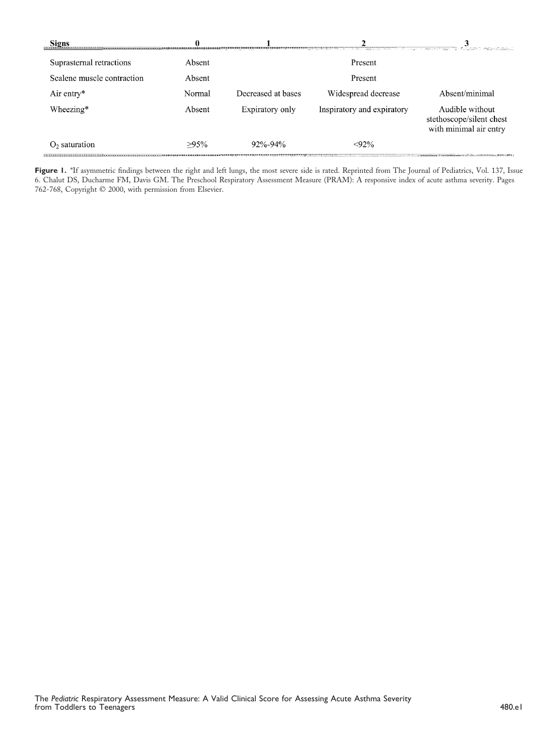| Signs | 0 | 1 | 2 | 3 |
|---|---|---|---|---|
| Suprasternal retractions | Absent | | Present | |
| Scalene muscle contraction | Absent | | Present | |
| Air entry* | Normal | Decreased at bases | Widespread decrease | Absent/minimal |
| Wheezing* | Absent | Expiratory only | Inspiratory and expiratory | Audible without stethoscope/silent chest with minimal air entry |
| $O_2$ saturation | ≥95% | 92%-94% | <92% | |

**Figure 1.** *If asymmetric findings between the right and left lungs, the most severe side is rated. Reprinted from The Journal of Pediatrics, Vol. 137, Issue 6. Chalut DS, Ducharme FM, Davis GM. The Preschool Respiratory Assessment Measure (PRAM): A responsive index of acute asthma severity. Pages 762-768, Copyright © 2000, with permission from Elsevier.